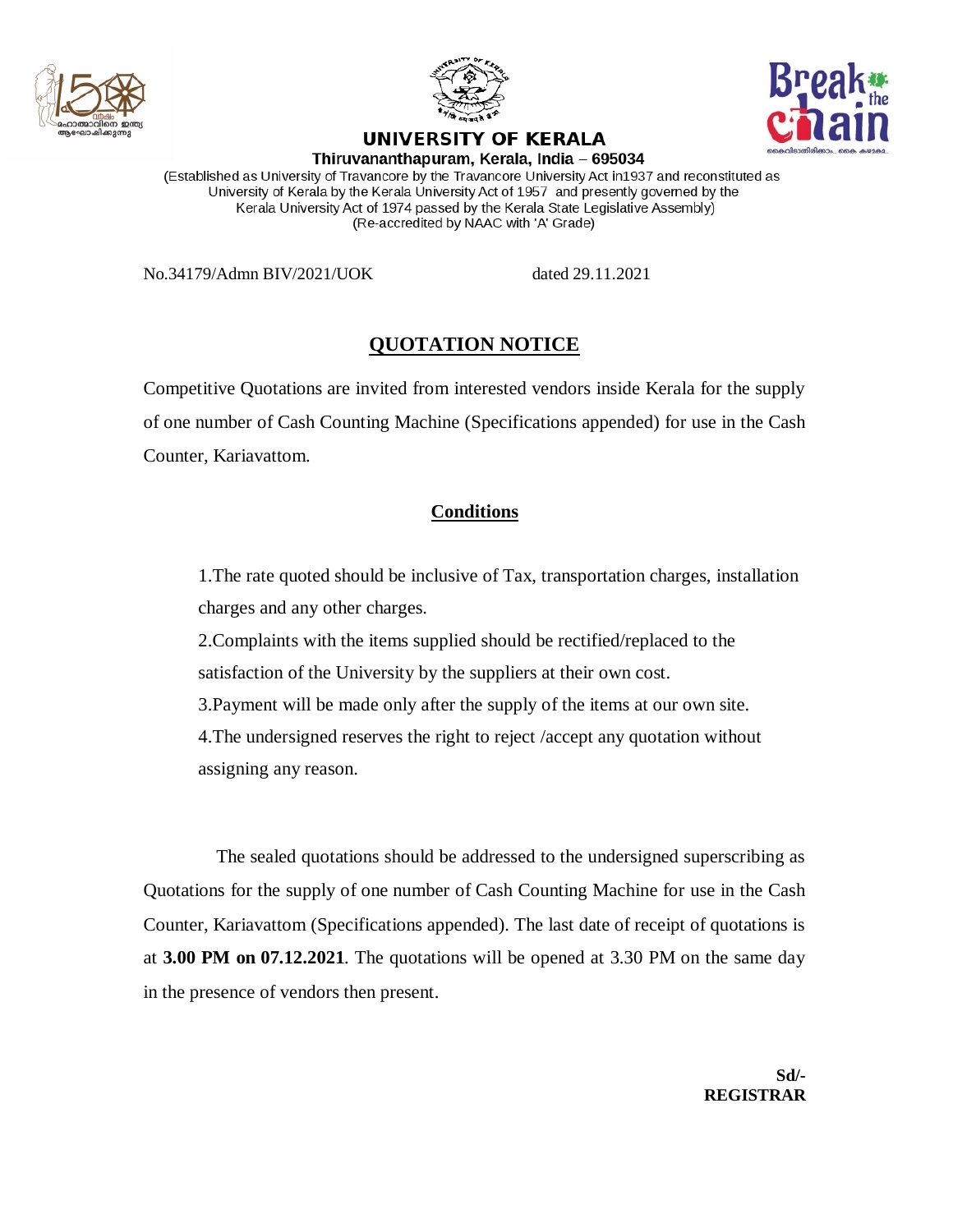# UNIVERSITY OF KERALA

**Thiruvananthapuram, Kerala, India – 695034**

(Established as University of Travancore by the Travancore University Act in1937 and reconstituted as University of Kerala by the Kerala University Act of 1957 and presently governed by the Kerala University Act of 1974 passed by the Kerala State Legislative Assembly)
(Re-accredited by NAAC with 'A' Grade)

No.34179/Admn BIV/2021/UOK dated 29.11.2021

## QUOTATION NOTICE

Competitive Quotations are invited from interested vendors inside Kerala for the supply of one number of Cash Counting Machine (Specifications appended) for use in the Cash Counter, Kariavattom.

### Conditions

1.The rate quoted should be inclusive of Tax, transportation charges, installation charges and any other charges.
2.Complaints with the items supplied should be rectified/replaced to the satisfaction of the University by the suppliers at their own cost.
3.Payment will be made only after the supply of the items at our own site.
4.The undersigned reserves the right to reject /accept any quotation without assigning any reason.

The sealed quotations should be addressed to the undersigned superscribing as Quotations for the supply of one number of Cash Counting Machine for use in the Cash Counter, Kariavattom (Specifications appended). The last date of receipt of quotations is at **3.00 PM on 07.12.2021**. The quotations will be opened at 3.30 PM on the same day in the presence of vendors then present.

**Sd/-**
**REGISTRAR**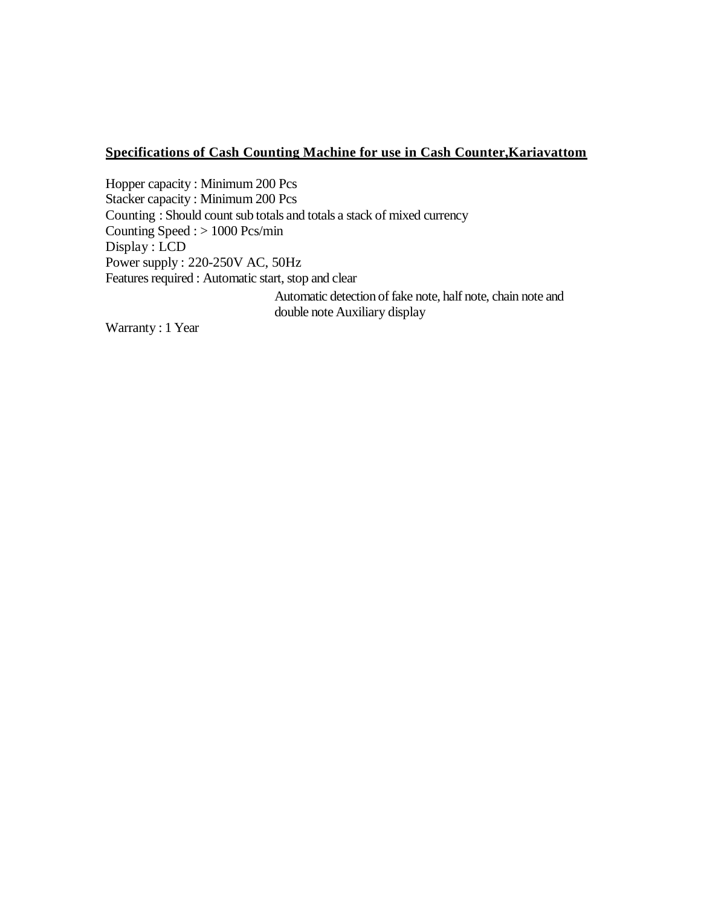**Specifications of Cash Counting Machine for use in Cash Counter,Kariavattom**

Hopper capacity : Minimum 200 Pcs
Stacker capacity : Minimum 200 Pcs
Counting : Should count sub totals and totals a stack of mixed currency
Counting Speed : > 1000 Pcs/min
Display : LCD
Power supply : 220-250V AC, 50Hz
Features required : Automatic start, stop and clear

Automatic detection of fake note, half note, chain note and double note Auxiliary display

Warranty : 1 Year